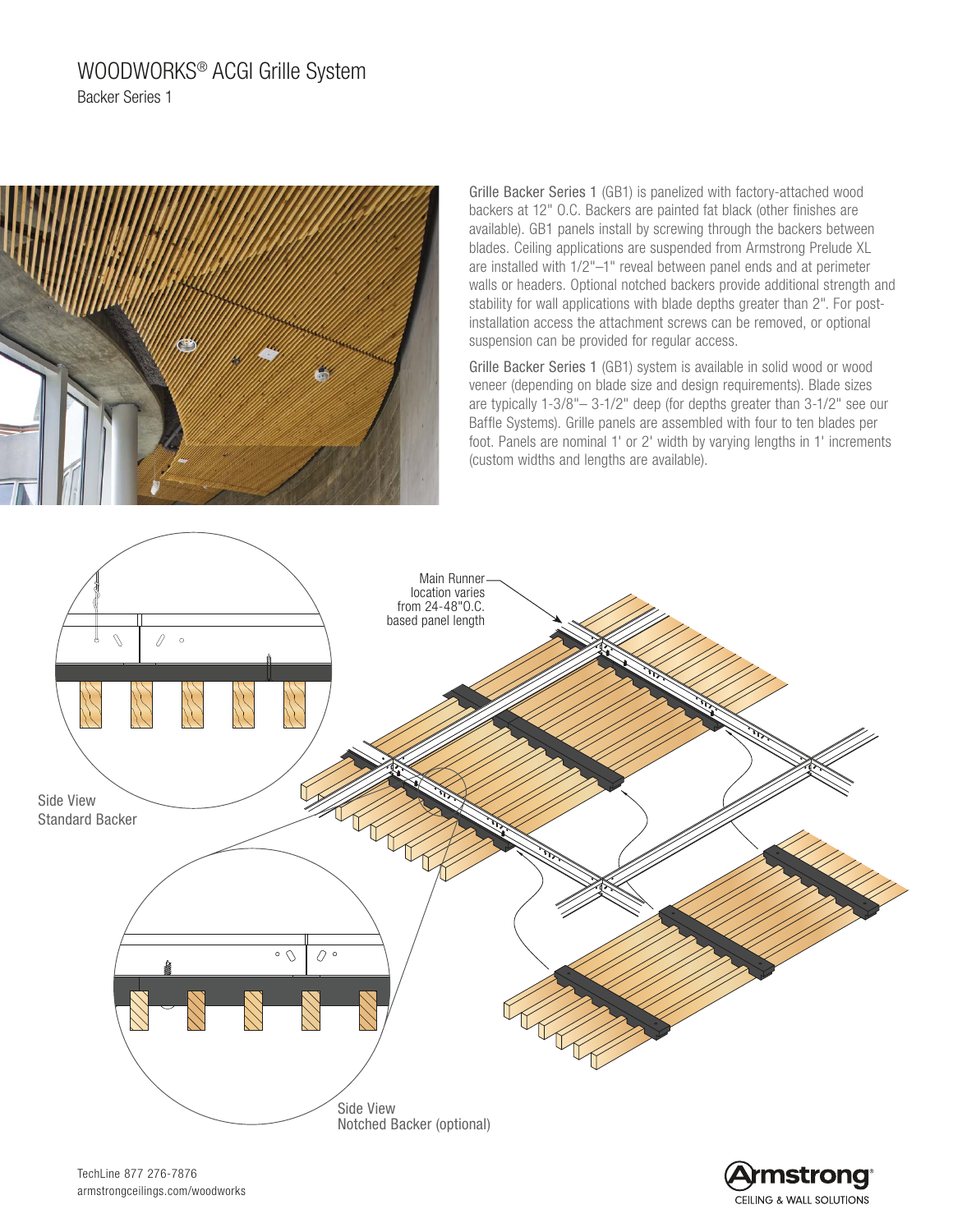# WOODWORKS® ACGI Grille System

## Backer Series 1

Grille Backer Series 1 (GB1) is panelized with factory-attached wood backers at 12" O.C. Backers are painted fat black (other finishes are available). GB1 panels install by screwing through the backers between blades. Ceiling applications are suspended from Armstrong Prelude XL are installed with 1/2"–1" reveal between panel ends and at perimeter walls or headers. Optional notched backers provide additional strength and stability for wall applications with blade depths greater than 2". For post-installation access the attachment screws can be removed, or optional suspension can be provided for regular access.

Grille Backer Series 1 (GB1) system is available in solid wood or wood veneer (depending on blade size and design requirements). Blade sizes are typically 1-3/8"– 3-1/2" deep (for depths greater than 3-1/2" see our Baffle Systems). Grille panels are assembled with four to ten blades per foot. Panels are nominal 1' or 2' width by varying lengths in 1' increments (custom widths and lengths are available).

Main Runner location varies from 24-48"O.C. based panel length

Side View
Standard Backer

Side View
Notched Backer (optional)

TechLine 877 276-7876
armstrongceilings.com/woodworks

Armstrong
CEILING & WALL SOLUTIONS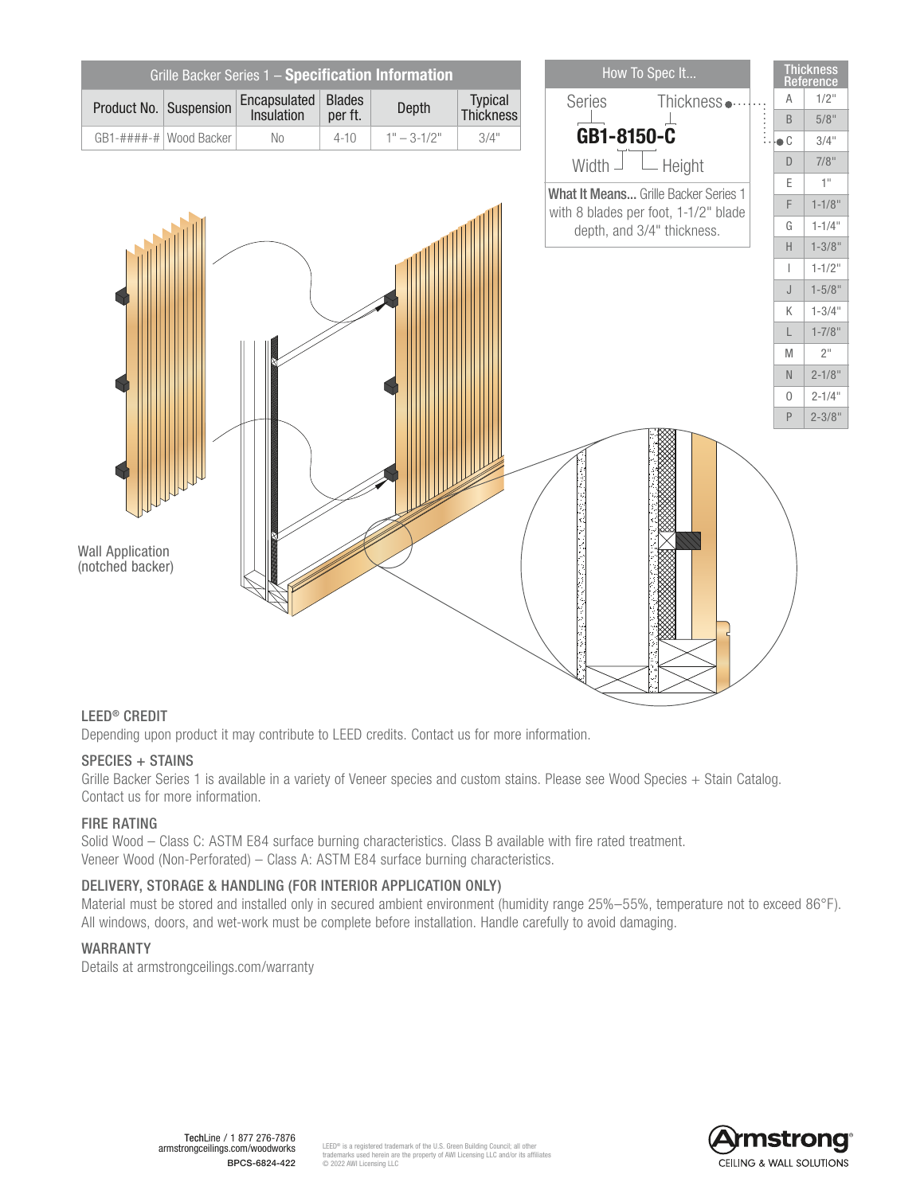## Grille Backer Series 1 – Specification Information

| Product No. | Suspension | Encapsulated Insulation | Blades per ft. | Depth | Typical Thickness |
|---|---|---|---|---|---|
| GB1-####-# | Wood Backer | No | 4-10 | 1" – 3-1/2" | 3/4" |

## How To Spec It...

Series — Thickness

**GB1-8150-C**

Width — Height

**What It Means...** Grille Backer Series 1 with 8 blades per foot, 1-1/2" blade depth, and 3/4" thickness.

| Thickness Reference | |
|---|---|
| A | 1/2" |
| B | 5/8" |
| C | 3/4" |
| D | 7/8" |
| E | 1" |
| F | 1-1/8" |
| G | 1-1/4" |
| H | 1-3/8" |
| I | 1-1/2" |
| J | 1-5/8" |
| K | 1-3/4" |
| L | 1-7/8" |
| M | 2" |
| N | 2-1/8" |
| O | 2-1/4" |
| P | 2-3/8" |

Wall Application
(notched backer)

### LEED® CREDIT
Depending upon product it may contribute to LEED credits. Contact us for more information.

### SPECIES + STAINS
Grille Backer Series 1 is available in a variety of Veneer species and custom stains. Please see Wood Species + Stain Catalog. Contact us for more information.

### FIRE RATING
Solid Wood – Class C: ASTM E84 surface burning characteristics. Class B available with fire rated treatment.
Veneer Wood (Non-Perforated) – Class A: ASTM E84 surface burning characteristics.

### DELIVERY, STORAGE & HANDLING (FOR INTERIOR APPLICATION ONLY)
Material must be stored and installed only in secured ambient environment (humidity range 25%–55%, temperature not to exceed 86°F). All windows, doors, and wet-work must be complete before installation. Handle carefully to avoid damaging.

### WARRANTY
Details at armstrongceilings.com/warranty

**TechLine** / 1 877 276-7876
armstrongceilings.com/woodworks
BPCS-6824-422

LEED® is a registered trademark of the U.S. Green Building Council; all other trademarks used herein are the property of AWI Licensing LLC and/or its affiliates
© 2022 AWI Licensing LLC

Armstrong® CEILING & WALL SOLUTIONS